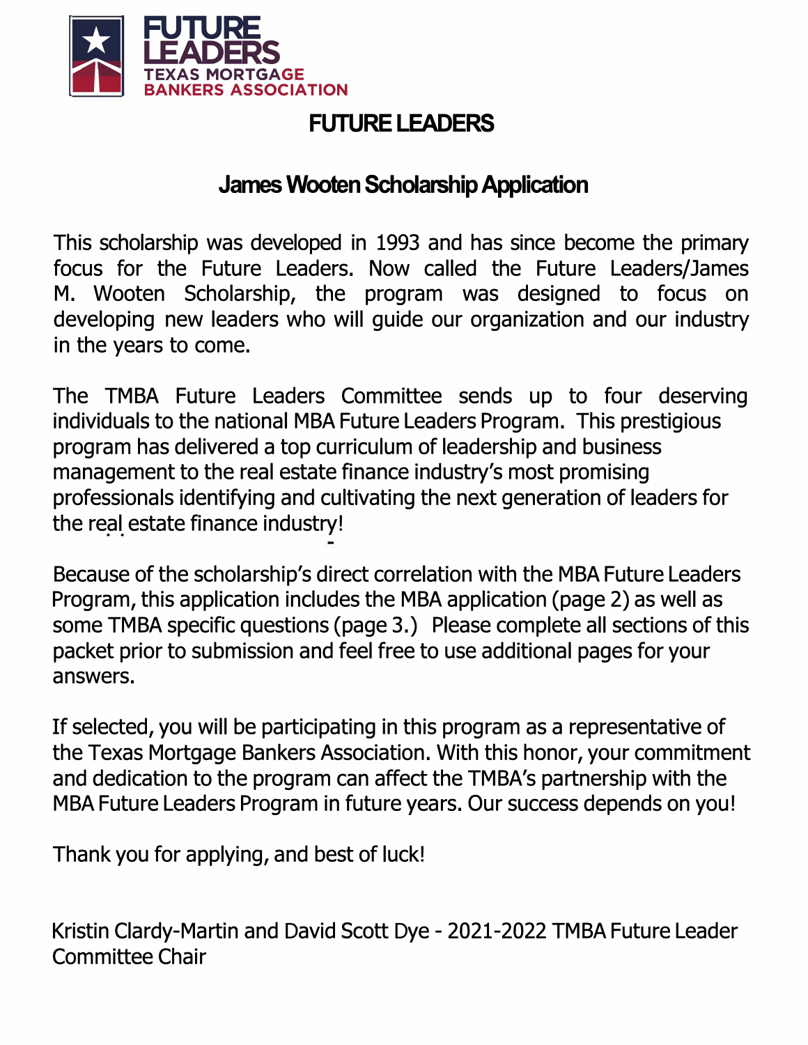FUTURE LEADERS
TEXAS MORTGAGE
BANKERS ASSOCIATION

# FUTURE LEADERS

## James Wooten Scholarship Application

This scholarship was developed in 1993 and has since become the primary focus for the Future Leaders. Now called the Future Leaders/James M. Wooten Scholarship, the program was designed to focus on developing new leaders who will guide our organization and our industry in the years to come.

The TMBA Future Leaders Committee sends up to four deserving individuals to the national MBA Future Leaders Program. This prestigious program has delivered a top curriculum of leadership and business management to the real estate finance industry's most promising professionals identifying and cultivating the next generation of leaders for the real estate finance industry!

Because of the scholarship's direct correlation with the MBA Future Leaders Program, this application includes the MBA application (page 2) as well as some TMBA specific questions (page 3.) Please complete all sections of this packet prior to submission and feel free to use additional pages for your answers.

If selected, you will be participating in this program as a representative of the Texas Mortgage Bankers Association. With this honor, your commitment and dedication to the program can affect the TMBA's partnership with the MBA Future Leaders Program in future years. Our success depends on you!

Thank you for applying, and best of luck!

Kristin Clardy-Martin and David Scott Dye - 2021-2022 TMBA Future Leader Committee Chair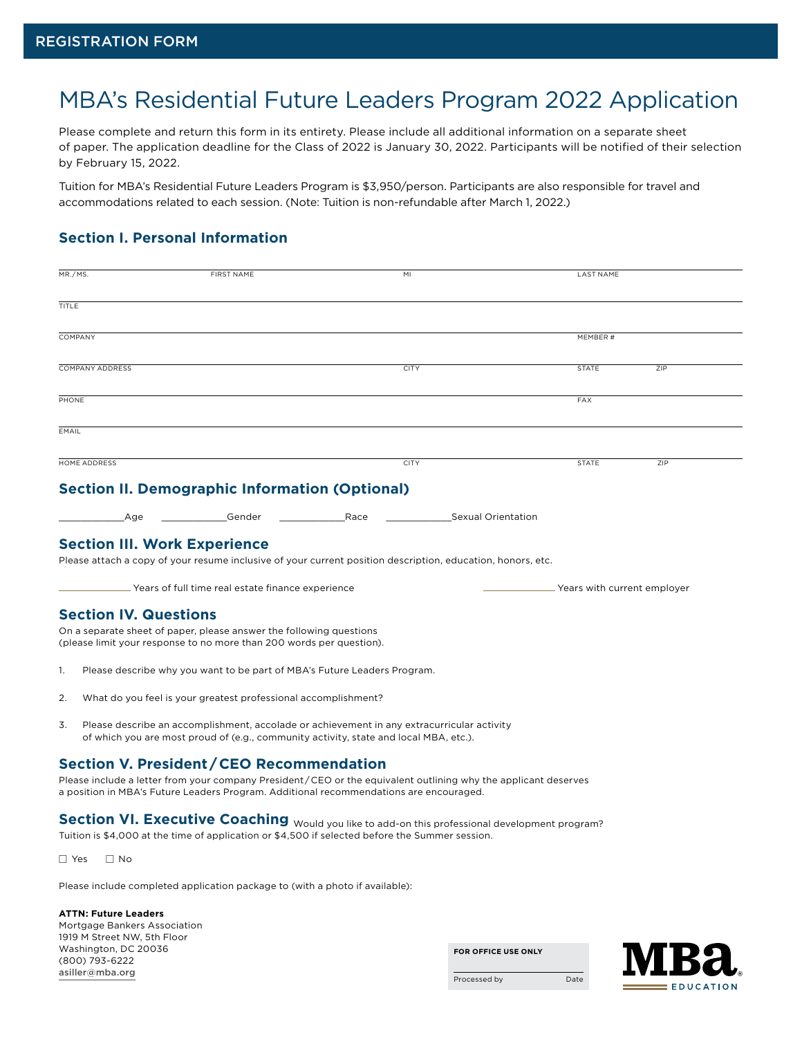REGISTRATION FORM

# MBA's Residential Future Leaders Program 2022 Application

Please complete and return this form in its entirety. Please include all additional information on a separate sheet of paper. The application deadline for the Class of 2022 is January 30, 2022. Participants will be notified of their selection by February 15, 2022.

Tuition for MBA's Residential Future Leaders Program is $3,950/person. Participants are also responsible for travel and accommodations related to each session. (Note: Tuition is non-refundable after March 1, 2022.)

## Section I. Personal Information

MR./MS. ____ FIRST NAME ____ MI ____ LAST NAME ____

TITLE ____

COMPANY ____ MEMBER # ____

COMPANY ADDRESS ____ CITY ____ STATE ____ ZIP ____

PHONE ____ FAX ____

EMAIL ____

HOME ADDRESS ____ CITY ____ STATE ____ ZIP ____

## Section II. Demographic Information (Optional)

____________Age ____________Gender ____________Race ____________Sexual Orientation

## Section III. Work Experience

Please attach a copy of your resume inclusive of your current position description, education, honors, etc.

____________ Years of full time real estate finance experience ____________ Years with current employer

## Section IV. Questions

On a separate sheet of paper, please answer the following questions (please limit your response to no more than 200 words per question).

1. Please describe why you want to be part of MBA's Future Leaders Program.
2. What do you feel is your greatest professional accomplishment?
3. Please describe an accomplishment, accolade or achievement in any extracurricular activity of which you are most proud of (e.g., community activity, state and local MBA, etc.).

## Section V. President/CEO Recommendation

Please include a letter from your company President/CEO or the equivalent outlining why the applicant deserves a position in MBA's Future Leaders Program. Additional recommendations are encouraged.

## Section VI. Executive Coaching

Would you like to add-on this professional development program? Tuition is $4,000 at the time of application or $4,500 if selected before the Summer session.

☐ Yes ☐ No

Please include completed application package to (with a photo if available):

**ATTN: Future Leaders**
Mortgage Bankers Association
1919 M Street NW, 5th Floor
Washington, DC 20036
(800) 793-6222
asiller@mba.org

**FOR OFFICE USE ONLY**

Processed by ____ Date ____

MBA EDUCATION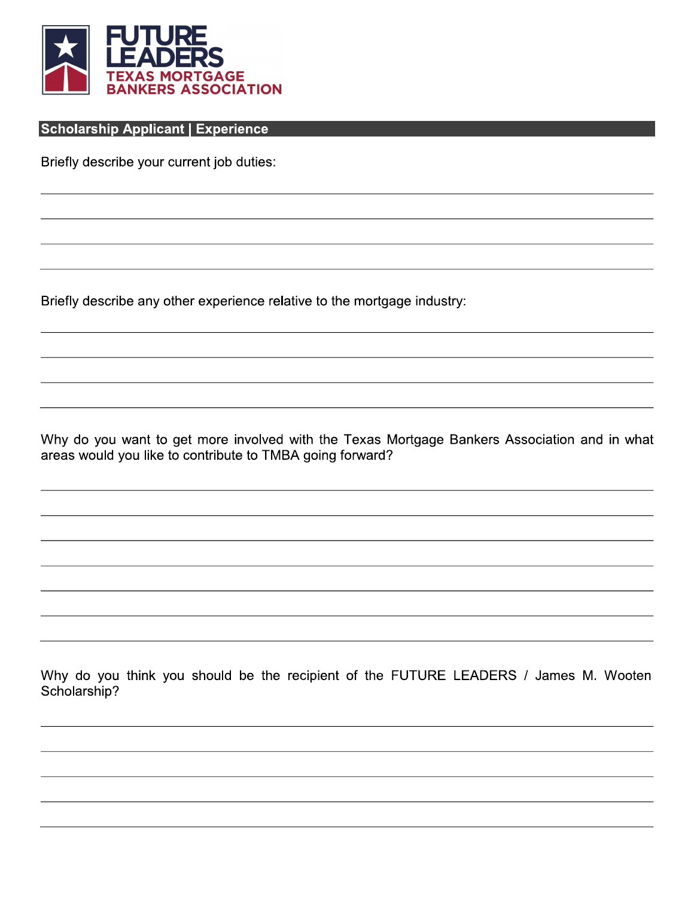FUTURE LEADERS
TEXAS MORTGAGE BANKERS ASSOCIATION

## Scholarship Applicant | Experience

Briefly describe your current job duties:

\_\_\_\_\_\_\_\_\_\_\_\_\_\_\_\_\_\_\_\_\_\_\_\_\_\_\_\_\_\_\_\_\_\_\_\_\_\_\_\_

\_\_\_\_\_\_\_\_\_\_\_\_\_\_\_\_\_\_\_\_\_\_\_\_\_\_\_\_\_\_\_\_\_\_\_\_\_\_\_\_

\_\_\_\_\_\_\_\_\_\_\_\_\_\_\_\_\_\_\_\_\_\_\_\_\_\_\_\_\_\_\_\_\_\_\_\_\_\_\_\_

\_\_\_\_\_\_\_\_\_\_\_\_\_\_\_\_\_\_\_\_\_\_\_\_\_\_\_\_\_\_\_\_\_\_\_\_\_\_\_\_

Briefly describe any other experience relative to the mortgage industry:

\_\_\_\_\_\_\_\_\_\_\_\_\_\_\_\_\_\_\_\_\_\_\_\_\_\_\_\_\_\_\_\_\_\_\_\_\_\_\_\_

\_\_\_\_\_\_\_\_\_\_\_\_\_\_\_\_\_\_\_\_\_\_\_\_\_\_\_\_\_\_\_\_\_\_\_\_\_\_\_\_

\_\_\_\_\_\_\_\_\_\_\_\_\_\_\_\_\_\_\_\_\_\_\_\_\_\_\_\_\_\_\_\_\_\_\_\_\_\_\_\_

\_\_\_\_\_\_\_\_\_\_\_\_\_\_\_\_\_\_\_\_\_\_\_\_\_\_\_\_\_\_\_\_\_\_\_\_\_\_\_\_

Why do you want to get more involved with the Texas Mortgage Bankers Association and in what areas would you like to contribute to TMBA going forward?

\_\_\_\_\_\_\_\_\_\_\_\_\_\_\_\_\_\_\_\_\_\_\_\_\_\_\_\_\_\_\_\_\_\_\_\_\_\_\_\_

\_\_\_\_\_\_\_\_\_\_\_\_\_\_\_\_\_\_\_\_\_\_\_\_\_\_\_\_\_\_\_\_\_\_\_\_\_\_\_\_

\_\_\_\_\_\_\_\_\_\_\_\_\_\_\_\_\_\_\_\_\_\_\_\_\_\_\_\_\_\_\_\_\_\_\_\_\_\_\_\_

\_\_\_\_\_\_\_\_\_\_\_\_\_\_\_\_\_\_\_\_\_\_\_\_\_\_\_\_\_\_\_\_\_\_\_\_\_\_\_\_

\_\_\_\_\_\_\_\_\_\_\_\_\_\_\_\_\_\_\_\_\_\_\_\_\_\_\_\_\_\_\_\_\_\_\_\_\_\_\_\_

\_\_\_\_\_\_\_\_\_\_\_\_\_\_\_\_\_\_\_\_\_\_\_\_\_\_\_\_\_\_\_\_\_\_\_\_\_\_\_\_

\_\_\_\_\_\_\_\_\_\_\_\_\_\_\_\_\_\_\_\_\_\_\_\_\_\_\_\_\_\_\_\_\_\_\_\_\_\_\_\_

Why do you think you should be the recipient of the FUTURE LEADERS / James M. Wooten Scholarship?

\_\_\_\_\_\_\_\_\_\_\_\_\_\_\_\_\_\_\_\_\_\_\_\_\_\_\_\_\_\_\_\_\_\_\_\_\_\_\_\_

\_\_\_\_\_\_\_\_\_\_\_\_\_\_\_\_\_\_\_\_\_\_\_\_\_\_\_\_\_\_\_\_\_\_\_\_\_\_\_\_

\_\_\_\_\_\_\_\_\_\_\_\_\_\_\_\_\_\_\_\_\_\_\_\_\_\_\_\_\_\_\_\_\_\_\_\_\_\_\_\_

\_\_\_\_\_\_\_\_\_\_\_\_\_\_\_\_\_\_\_\_\_\_\_\_\_\_\_\_\_\_\_\_\_\_\_\_\_\_\_\_

\_\_\_\_\_\_\_\_\_\_\_\_\_\_\_\_\_\_\_\_\_\_\_\_\_\_\_\_\_\_\_\_\_\_\_\_\_\_\_\_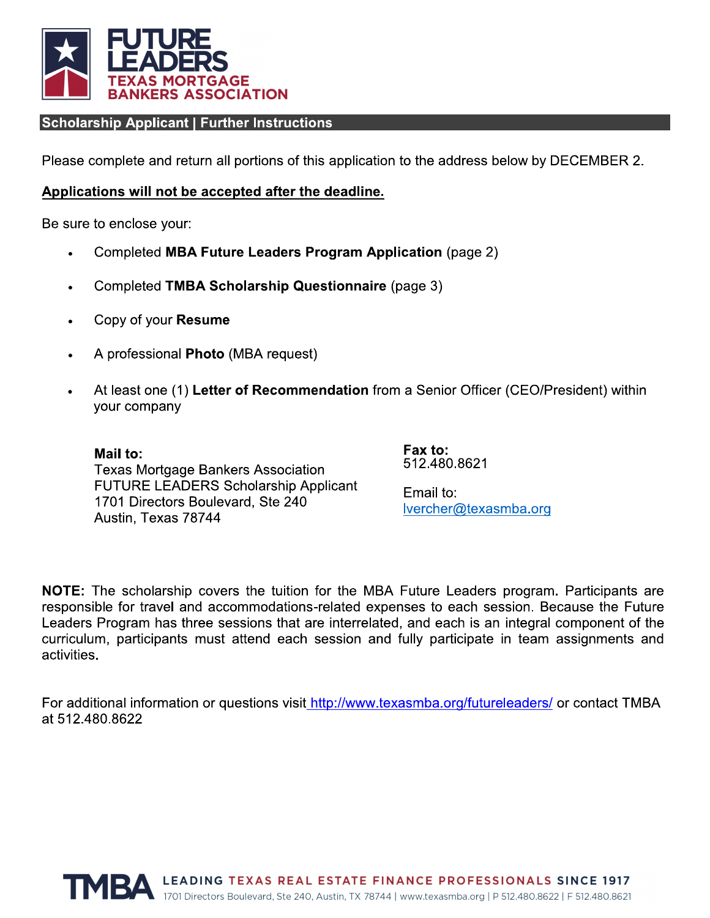FUTURE LEADERS
TEXAS MORTGAGE BANKERS ASSOCIATION

## Scholarship Applicant | Further Instructions

Please complete and return all portions of this application to the address below by DECEMBER 2.

**Applications will not be accepted after the deadline.**

Be sure to enclose your:

- Completed **MBA Future Leaders Program Application** (page 2)
- Completed **TMBA Scholarship Questionnaire** (page 3)
- Copy of your **Resume**
- A professional **Photo** (MBA request)
- At least one (1) **Letter of Recommendation** from a Senior Officer (CEO/President) within your company

**Mail to:**
Texas Mortgage Bankers Association
FUTURE LEADERS Scholarship Applicant
1701 Directors Boulevard, Ste 240
Austin, Texas 78744

**Fax to:**
512.480.8621

Email to:
lvercher@texasmba.org

**NOTE:** The scholarship covers the tuition for the MBA Future Leaders program. Participants are responsible for travel and accommodations-related expenses to each session. Because the Future Leaders Program has three sessions that are interrelated, and each is an integral component of the curriculum, participants must attend each session and fully participate in team assignments and activities.

For additional information or questions visit http://www.texasmba.org/futureleaders/ or contact TMBA at 512.480.8622

TMBA LEADING TEXAS REAL ESTATE FINANCE PROFESSIONALS SINCE 1917
1701 Directors Boulevard, Ste 240, Austin, TX 78744 | www.texasmba.org | P 512.480.8622 | F 512.480.8621